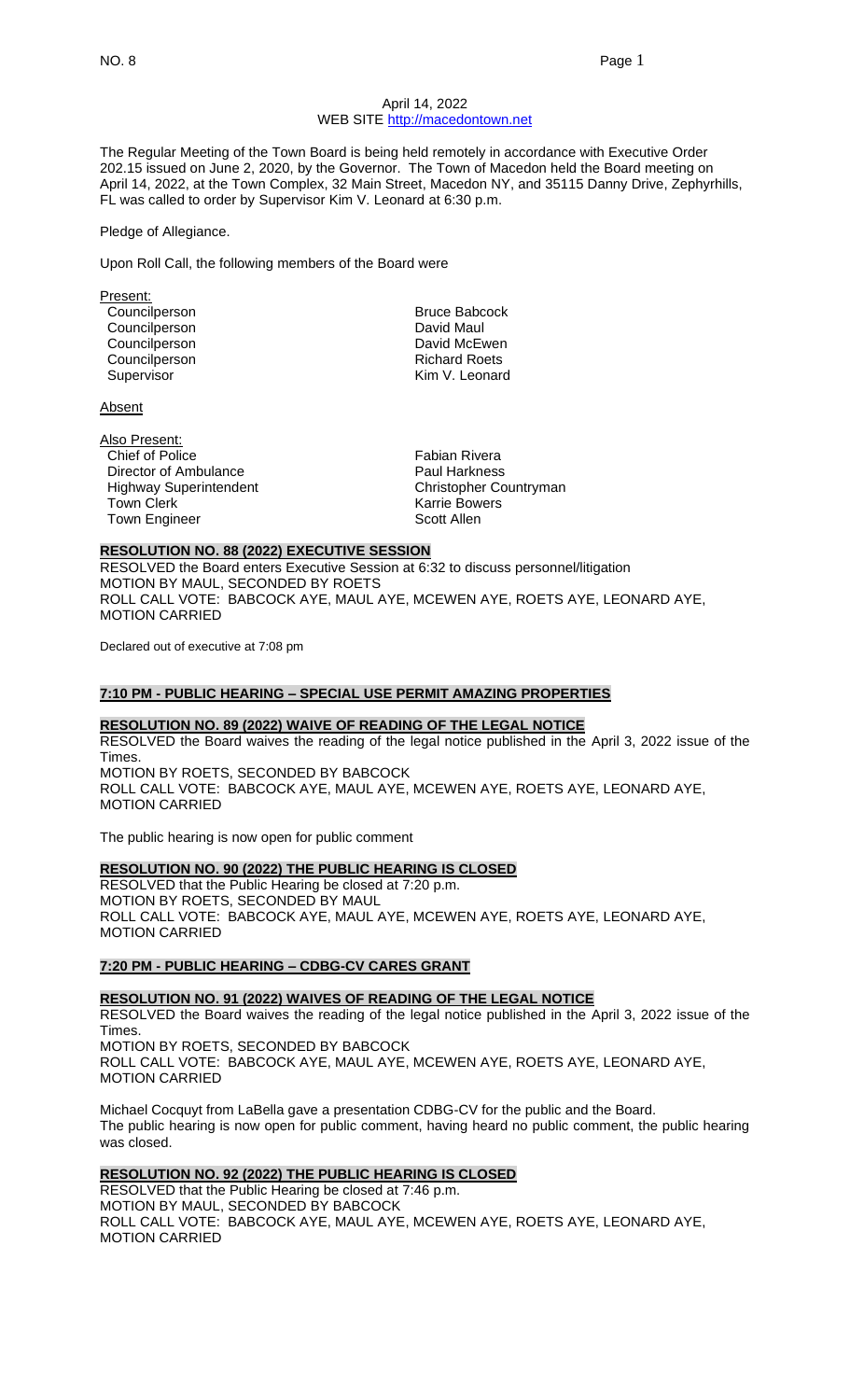April 14, 2022
WEB SITE http://macedontown.net

The Regular Meeting of the Town Board is being held remotely in accordance with Executive Order 202.15 issued on June 2, 2020, by the Governor. The Town of Macedon held the Board meeting on April 14, 2022, at the Town Complex, 32 Main Street, Macedon NY, and 35115 Danny Drive, Zephyrhills, FL was called to order by Supervisor Kim V. Leonard at 6:30 p.m.

Pledge of Allegiance.

Upon Roll Call, the following members of the Board were

Present:

| | |
|---|---|
| Councilperson | Bruce Babcock |
| Councilperson | David Maul |
| Councilperson | David McEwen |
| Councilperson | Richard Roets |
| Supervisor | Kim V. Leonard |

Absent

Also Present:

| | |
|---|---|
| Chief of Police | Fabian Rivera |
| Director of Ambulance | Paul Harkness |
| Highway Superintendent | Christopher Countryman |
| Town Clerk | Karrie Bowers |
| Town Engineer | Scott Allen |

**RESOLUTION NO. 88 (2022) EXECUTIVE SESSION**

RESOLVED the Board enters Executive Session at 6:32 to discuss personnel/litigation
MOTION BY MAUL, SECONDED BY ROETS
ROLL CALL VOTE: BABCOCK AYE, MAUL AYE, MCEWEN AYE, ROETS AYE, LEONARD AYE, MOTION CARRIED

Declared out of executive at 7:08 pm

**7:10 PM - PUBLIC HEARING – SPECIAL USE PERMIT AMAZING PROPERTIES**

**RESOLUTION NO. 89 (2022) WAIVE OF READING OF THE LEGAL NOTICE**

RESOLVED the Board waives the reading of the legal notice published in the April 3, 2022 issue of the Times.
MOTION BY ROETS, SECONDED BY BABCOCK
ROLL CALL VOTE: BABCOCK AYE, MAUL AYE, MCEWEN AYE, ROETS AYE, LEONARD AYE, MOTION CARRIED

The public hearing is now open for public comment

**RESOLUTION NO. 90 (2022) THE PUBLIC HEARING IS CLOSED**

RESOLVED that the Public Hearing be closed at 7:20 p.m.
MOTION BY ROETS, SECONDED BY MAUL
ROLL CALL VOTE: BABCOCK AYE, MAUL AYE, MCEWEN AYE, ROETS AYE, LEONARD AYE, MOTION CARRIED

**7:20 PM - PUBLIC HEARING – CDBG-CV CARES GRANT**

**RESOLUTION NO. 91 (2022) WAIVES OF READING OF THE LEGAL NOTICE**

RESOLVED the Board waives the reading of the legal notice published in the April 3, 2022 issue of the Times.
MOTION BY ROETS, SECONDED BY BABCOCK
ROLL CALL VOTE: BABCOCK AYE, MAUL AYE, MCEWEN AYE, ROETS AYE, LEONARD AYE, MOTION CARRIED

Michael Cocquyt from LaBella gave a presentation CDBG-CV for the public and the Board.
The public hearing is now open for public comment, having heard no public comment, the public hearing was closed.

**RESOLUTION NO. 92 (2022) THE PUBLIC HEARING IS CLOSED**

RESOLVED that the Public Hearing be closed at 7:46 p.m.
MOTION BY MAUL, SECONDED BY BABCOCK
ROLL CALL VOTE: BABCOCK AYE, MAUL AYE, MCEWEN AYE, ROETS AYE, LEONARD AYE, MOTION CARRIED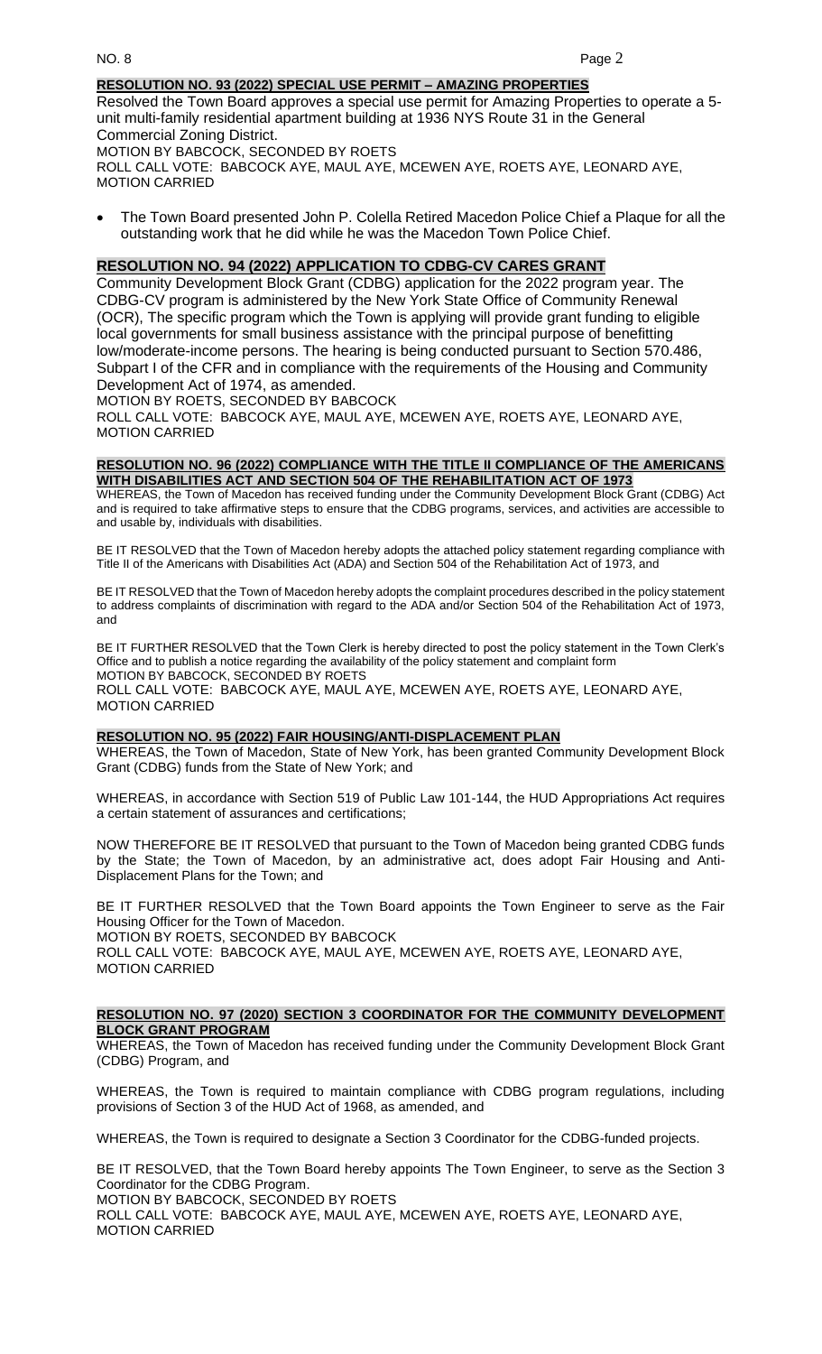**RESOLUTION NO. 93 (2022) SPECIAL USE PERMIT – AMAZING PROPERTIES**

Resolved the Town Board approves a special use permit for Amazing Properties to operate a 5-unit multi-family residential apartment building at 1936 NYS Route 31 in the General Commercial Zoning District.
MOTION BY BABCOCK, SECONDED BY ROETS
ROLL CALL VOTE: BABCOCK AYE, MAUL AYE, MCEWEN AYE, ROETS AYE, LEONARD AYE, MOTION CARRIED

- The Town Board presented John P. Colella Retired Macedon Police Chief a Plaque for all the outstanding work that he did while he was the Macedon Town Police Chief.

**RESOLUTION NO. 94 (2022) APPLICATION TO CDBG-CV CARES GRANT**

Community Development Block Grant (CDBG) application for the 2022 program year. The CDBG-CV program is administered by the New York State Office of Community Renewal (OCR), The specific program which the Town is applying will provide grant funding to eligible local governments for small business assistance with the principal purpose of benefitting low/moderate-income persons. The hearing is being conducted pursuant to Section 570.486, Subpart I of the CFR and in compliance with the requirements of the Housing and Community Development Act of 1974, as amended.
MOTION BY ROETS, SECONDED BY BABCOCK
ROLL CALL VOTE: BABCOCK AYE, MAUL AYE, MCEWEN AYE, ROETS AYE, LEONARD AYE, MOTION CARRIED

**RESOLUTION NO. 96 (2022) COMPLIANCE WITH THE TITLE II COMPLIANCE OF THE AMERICANS WITH DISABILITIES ACT AND SECTION 504 OF THE REHABILITATION ACT OF 1973**

WHEREAS, the Town of Macedon has received funding under the Community Development Block Grant (CDBG) Act and is required to take affirmative steps to ensure that the CDBG programs, services, and activities are accessible to and usable by, individuals with disabilities.

BE IT RESOLVED that the Town of Macedon hereby adopts the attached policy statement regarding compliance with Title II of the Americans with Disabilities Act (ADA) and Section 504 of the Rehabilitation Act of 1973, and

BE IT RESOLVED that the Town of Macedon hereby adopts the complaint procedures described in the policy statement to address complaints of discrimination with regard to the ADA and/or Section 504 of the Rehabilitation Act of 1973, and

BE IT FURTHER RESOLVED that the Town Clerk is hereby directed to post the policy statement in the Town Clerk's Office and to publish a notice regarding the availability of the policy statement and complaint form
MOTION BY BABCOCK, SECONDED BY ROETS
ROLL CALL VOTE: BABCOCK AYE, MAUL AYE, MCEWEN AYE, ROETS AYE, LEONARD AYE, MOTION CARRIED

**RESOLUTION NO. 95 (2022) FAIR HOUSING/ANTI-DISPLACEMENT PLAN**

WHEREAS, the Town of Macedon, State of New York, has been granted Community Development Block Grant (CDBG) funds from the State of New York; and

WHEREAS, in accordance with Section 519 of Public Law 101-144, the HUD Appropriations Act requires a certain statement of assurances and certifications;

NOW THEREFORE BE IT RESOLVED that pursuant to the Town of Macedon being granted CDBG funds by the State; the Town of Macedon, by an administrative act, does adopt Fair Housing and Anti-Displacement Plans for the Town; and

BE IT FURTHER RESOLVED that the Town Board appoints the Town Engineer to serve as the Fair Housing Officer for the Town of Macedon.
MOTION BY ROETS, SECONDED BY BABCOCK
ROLL CALL VOTE: BABCOCK AYE, MAUL AYE, MCEWEN AYE, ROETS AYE, LEONARD AYE, MOTION CARRIED

**RESOLUTION NO. 97 (2020) SECTION 3 COORDINATOR FOR THE COMMUNITY DEVELOPMENT BLOCK GRANT PROGRAM**

WHEREAS, the Town of Macedon has received funding under the Community Development Block Grant (CDBG) Program, and

WHEREAS, the Town is required to maintain compliance with CDBG program regulations, including provisions of Section 3 of the HUD Act of 1968, as amended, and

WHEREAS, the Town is required to designate a Section 3 Coordinator for the CDBG-funded projects.

BE IT RESOLVED, that the Town Board hereby appoints The Town Engineer, to serve as the Section 3 Coordinator for the CDBG Program.
MOTION BY BABCOCK, SECONDED BY ROETS
ROLL CALL VOTE: BABCOCK AYE, MAUL AYE, MCEWEN AYE, ROETS AYE, LEONARD AYE, MOTION CARRIED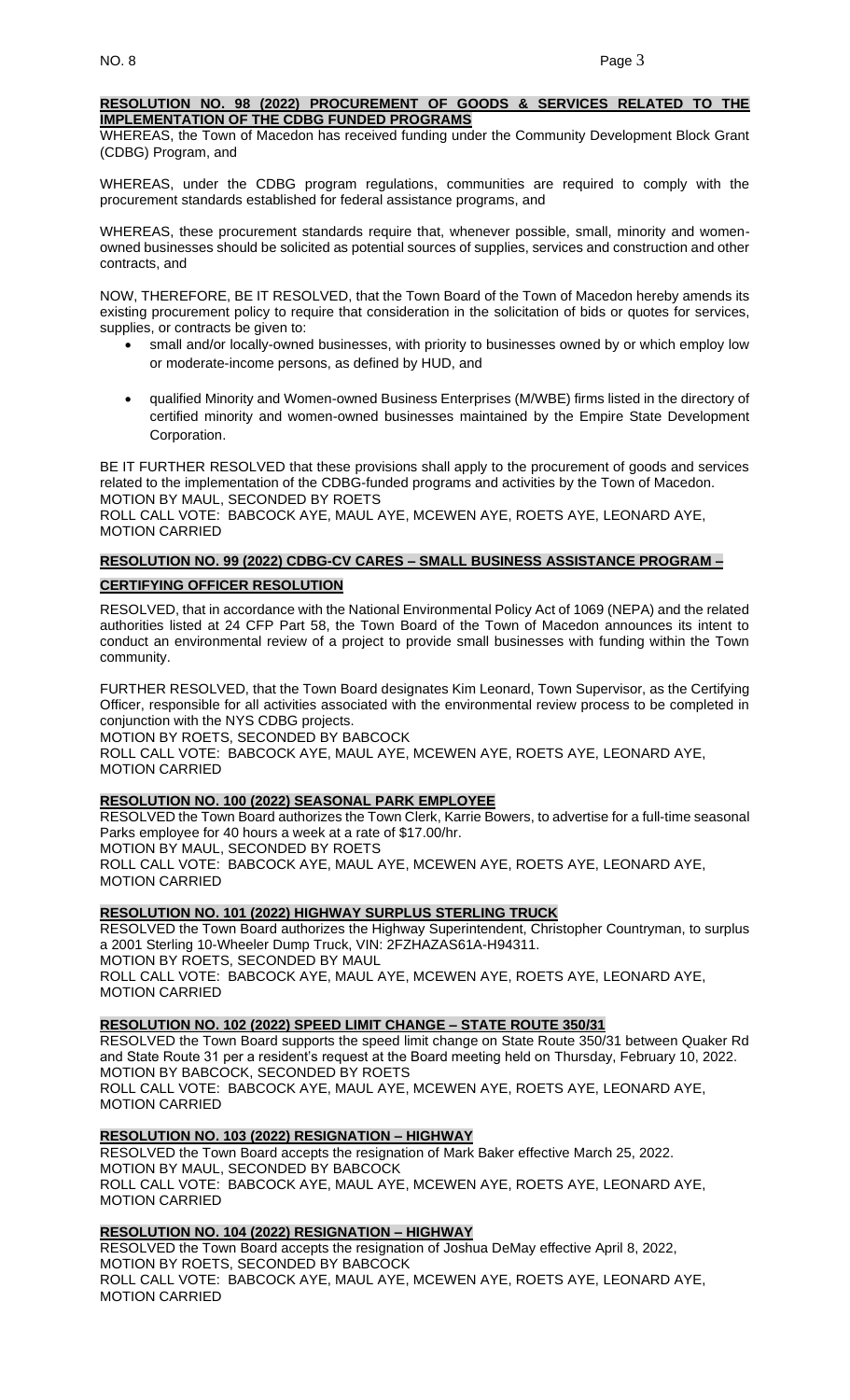**RESOLUTION NO. 98 (2022) PROCUREMENT OF GOODS & SERVICES RELATED TO THE IMPLEMENTATION OF THE CDBG FUNDED PROGRAMS**

WHEREAS, the Town of Macedon has received funding under the Community Development Block Grant (CDBG) Program, and

WHEREAS, under the CDBG program regulations, communities are required to comply with the procurement standards established for federal assistance programs, and

WHEREAS, these procurement standards require that, whenever possible, small, minority and women-owned businesses should be solicited as potential sources of supplies, services and construction and other contracts, and

NOW, THEREFORE, BE IT RESOLVED, that the Town Board of the Town of Macedon hereby amends its existing procurement policy to require that consideration in the solicitation of bids or quotes for services, supplies, or contracts be given to:

- small and/or locally-owned businesses, with priority to businesses owned by or which employ low or moderate-income persons, as defined by HUD, and
- qualified Minority and Women-owned Business Enterprises (M/WBE) firms listed in the directory of certified minority and women-owned businesses maintained by the Empire State Development Corporation.

BE IT FURTHER RESOLVED that these provisions shall apply to the procurement of goods and services related to the implementation of the CDBG-funded programs and activities by the Town of Macedon.
MOTION BY MAUL, SECONDED BY ROETS
ROLL CALL VOTE: BABCOCK AYE, MAUL AYE, MCEWEN AYE, ROETS AYE, LEONARD AYE,
MOTION CARRIED

**RESOLUTION NO. 99 (2022) CDBG-CV CARES – SMALL BUSINESS ASSISTANCE PROGRAM – CERTIFYING OFFICER RESOLUTION**

RESOLVED, that in accordance with the National Environmental Policy Act of 1069 (NEPA) and the related authorities listed at 24 CFP Part 58, the Town Board of the Town of Macedon announces its intent to conduct an environmental review of a project to provide small businesses with funding within the Town community.

FURTHER RESOLVED, that the Town Board designates Kim Leonard, Town Supervisor, as the Certifying Officer, responsible for all activities associated with the environmental review process to be completed in conjunction with the NYS CDBG projects.
MOTION BY ROETS, SECONDED BY BABCOCK
ROLL CALL VOTE: BABCOCK AYE, MAUL AYE, MCEWEN AYE, ROETS AYE, LEONARD AYE,
MOTION CARRIED

**RESOLUTION NO. 100 (2022) SEASONAL PARK EMPLOYEE**

RESOLVED the Town Board authorizes the Town Clerk, Karrie Bowers, to advertise for a full-time seasonal Parks employee for 40 hours a week at a rate of $17.00/hr.
MOTION BY MAUL, SECONDED BY ROETS
ROLL CALL VOTE: BABCOCK AYE, MAUL AYE, MCEWEN AYE, ROETS AYE, LEONARD AYE,
MOTION CARRIED

**RESOLUTION NO. 101 (2022) HIGHWAY SURPLUS STERLING TRUCK**

RESOLVED the Town Board authorizes the Highway Superintendent, Christopher Countryman, to surplus a 2001 Sterling 10-Wheeler Dump Truck, VIN: 2FZHAZAS61A-H94311.
MOTION BY ROETS, SECONDED BY MAUL
ROLL CALL VOTE: BABCOCK AYE, MAUL AYE, MCEWEN AYE, ROETS AYE, LEONARD AYE,
MOTION CARRIED

**RESOLUTION NO. 102 (2022) SPEED LIMIT CHANGE – STATE ROUTE 350/31**

RESOLVED the Town Board supports the speed limit change on State Route 350/31 between Quaker Rd and State Route 31 per a resident's request at the Board meeting held on Thursday, February 10, 2022.
MOTION BY BABCOCK, SECONDED BY ROETS
ROLL CALL VOTE: BABCOCK AYE, MAUL AYE, MCEWEN AYE, ROETS AYE, LEONARD AYE,
MOTION CARRIED

**RESOLUTION NO. 103 (2022) RESIGNATION – HIGHWAY**

RESOLVED the Town Board accepts the resignation of Mark Baker effective March 25, 2022.
MOTION BY MAUL, SECONDED BY BABCOCK
ROLL CALL VOTE: BABCOCK AYE, MAUL AYE, MCEWEN AYE, ROETS AYE, LEONARD AYE,
MOTION CARRIED

**RESOLUTION NO. 104 (2022) RESIGNATION – HIGHWAY**

RESOLVED the Town Board accepts the resignation of Joshua DeMay effective April 8, 2022,
MOTION BY ROETS, SECONDED BY BABCOCK
ROLL CALL VOTE: BABCOCK AYE, MAUL AYE, MCEWEN AYE, ROETS AYE, LEONARD AYE,
MOTION CARRIED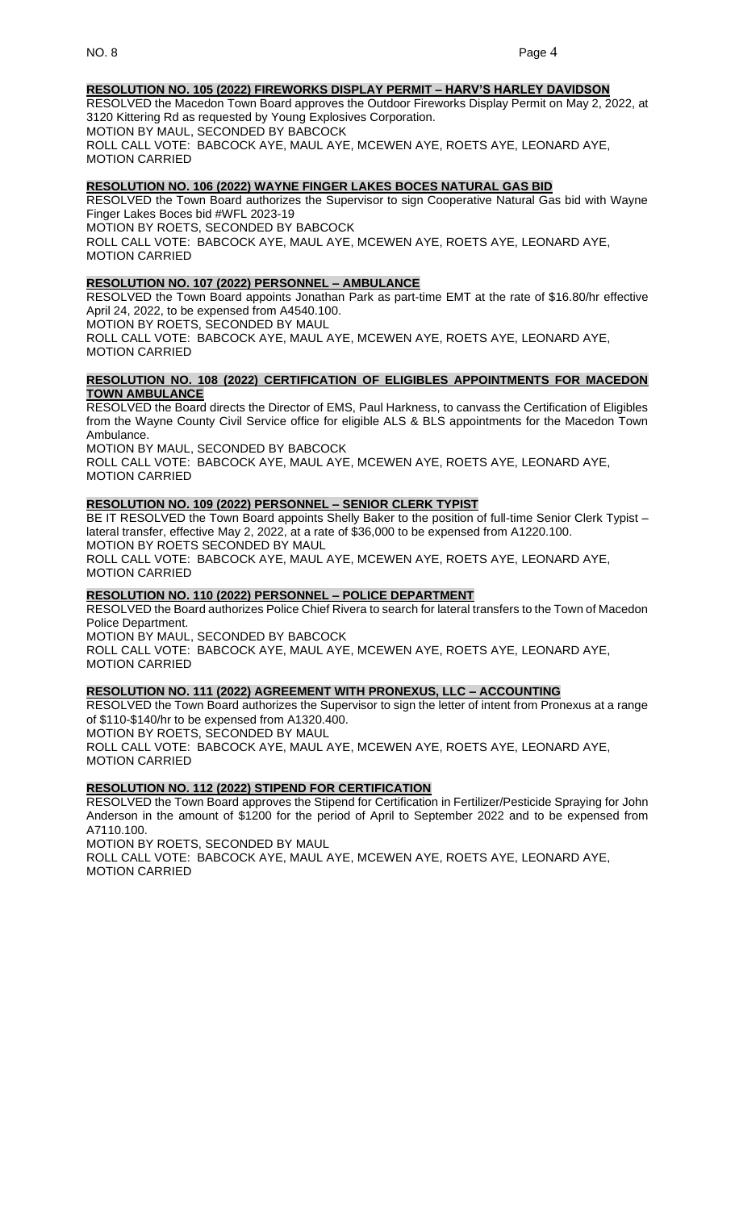**RESOLUTION NO. 105 (2022) FIREWORKS DISPLAY PERMIT – HARV'S HARLEY DAVIDSON**

RESOLVED the Macedon Town Board approves the Outdoor Fireworks Display Permit on May 2, 2022, at 3120 Kittering Rd as requested by Young Explosives Corporation.

MOTION BY MAUL, SECONDED BY BABCOCK

ROLL CALL VOTE: BABCOCK AYE, MAUL AYE, MCEWEN AYE, ROETS AYE, LEONARD AYE, MOTION CARRIED

**RESOLUTION NO. 106 (2022) WAYNE FINGER LAKES BOCES NATURAL GAS BID**

RESOLVED the Town Board authorizes the Supervisor to sign Cooperative Natural Gas bid with Wayne Finger Lakes Boces bid #WFL 2023-19

MOTION BY ROETS, SECONDED BY BABCOCK

ROLL CALL VOTE: BABCOCK AYE, MAUL AYE, MCEWEN AYE, ROETS AYE, LEONARD AYE, MOTION CARRIED

**RESOLUTION NO. 107 (2022) PERSONNEL – AMBULANCE**

RESOLVED the Town Board appoints Jonathan Park as part-time EMT at the rate of $16.80/hr effective April 24, 2022, to be expensed from A4540.100.

MOTION BY ROETS, SECONDED BY MAUL

ROLL CALL VOTE: BABCOCK AYE, MAUL AYE, MCEWEN AYE, ROETS AYE, LEONARD AYE, MOTION CARRIED

**RESOLUTION NO. 108 (2022) CERTIFICATION OF ELIGIBLES APPOINTMENTS FOR MACEDON TOWN AMBULANCE**

RESOLVED the Board directs the Director of EMS, Paul Harkness, to canvass the Certification of Eligibles from the Wayne County Civil Service office for eligible ALS & BLS appointments for the Macedon Town Ambulance.

MOTION BY MAUL, SECONDED BY BABCOCK

ROLL CALL VOTE: BABCOCK AYE, MAUL AYE, MCEWEN AYE, ROETS AYE, LEONARD AYE, MOTION CARRIED

**RESOLUTION NO. 109 (2022) PERSONNEL – SENIOR CLERK TYPIST**

BE IT RESOLVED the Town Board appoints Shelly Baker to the position of full-time Senior Clerk Typist – lateral transfer, effective May 2, 2022, at a rate of $36,000 to be expensed from A1220.100.

MOTION BY ROETS SECONDED BY MAUL

ROLL CALL VOTE: BABCOCK AYE, MAUL AYE, MCEWEN AYE, ROETS AYE, LEONARD AYE, MOTION CARRIED

**RESOLUTION NO. 110 (2022) PERSONNEL – POLICE DEPARTMENT**

RESOLVED the Board authorizes Police Chief Rivera to search for lateral transfers to the Town of Macedon Police Department.

MOTION BY MAUL, SECONDED BY BABCOCK

ROLL CALL VOTE: BABCOCK AYE, MAUL AYE, MCEWEN AYE, ROETS AYE, LEONARD AYE, MOTION CARRIED

**RESOLUTION NO. 111 (2022) AGREEMENT WITH PRONEXUS, LLC – ACCOUNTING**

RESOLVED the Town Board authorizes the Supervisor to sign the letter of intent from Pronexus at a range of $110-$140/hr to be expensed from A1320.400.

MOTION BY ROETS, SECONDED BY MAUL

ROLL CALL VOTE: BABCOCK AYE, MAUL AYE, MCEWEN AYE, ROETS AYE, LEONARD AYE, MOTION CARRIED

**RESOLUTION NO. 112 (2022) STIPEND FOR CERTIFICATION**

RESOLVED the Town Board approves the Stipend for Certification in Fertilizer/Pesticide Spraying for John Anderson in the amount of $1200 for the period of April to September 2022 and to be expensed from A7110.100.

MOTION BY ROETS, SECONDED BY MAUL

ROLL CALL VOTE: BABCOCK AYE, MAUL AYE, MCEWEN AYE, ROETS AYE, LEONARD AYE, MOTION CARRIED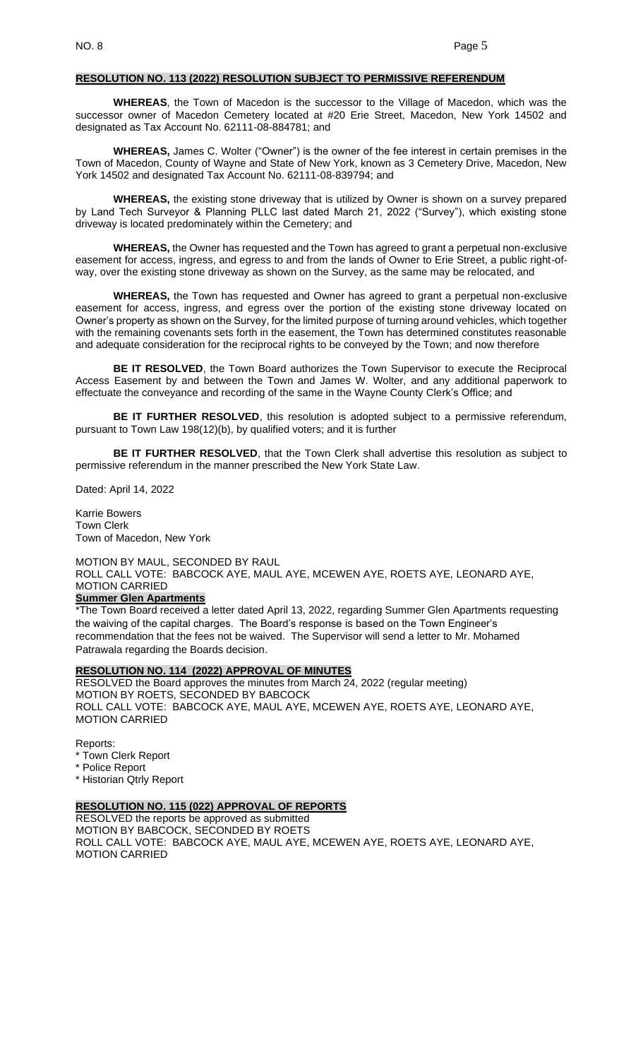**RESOLUTION NO. 113 (2022) RESOLUTION SUBJECT TO PERMISSIVE REFERENDUM**

**WHEREAS**, the Town of Macedon is the successor to the Village of Macedon, which was the successor owner of Macedon Cemetery located at #20 Erie Street, Macedon, New York 14502 and designated as Tax Account No. 62111-08-884781; and

**WHEREAS,** James C. Wolter ("Owner") is the owner of the fee interest in certain premises in the Town of Macedon, County of Wayne and State of New York, known as 3 Cemetery Drive, Macedon, New York 14502 and designated Tax Account No. 62111-08-839794; and

**WHEREAS,** the existing stone driveway that is utilized by Owner is shown on a survey prepared by Land Tech Surveyor & Planning PLLC last dated March 21, 2022 ("Survey"), which existing stone driveway is located predominately within the Cemetery; and

**WHEREAS,** the Owner has requested and the Town has agreed to grant a perpetual non-exclusive easement for access, ingress, and egress to and from the lands of Owner to Erie Street, a public right-of-way, over the existing stone driveway as shown on the Survey, as the same may be relocated, and

**WHEREAS,** the Town has requested and Owner has agreed to grant a perpetual non-exclusive easement for access, ingress, and egress over the portion of the existing stone driveway located on Owner's property as shown on the Survey, for the limited purpose of turning around vehicles, which together with the remaining covenants sets forth in the easement, the Town has determined constitutes reasonable and adequate consideration for the reciprocal rights to be conveyed by the Town; and now therefore

**BE IT RESOLVED**, the Town Board authorizes the Town Supervisor to execute the Reciprocal Access Easement by and between the Town and James W. Wolter, and any additional paperwork to effectuate the conveyance and recording of the same in the Wayne County Clerk's Office; and

**BE IT FURTHER RESOLVED**, this resolution is adopted subject to a permissive referendum, pursuant to Town Law 198(12)(b), by qualified voters; and it is further

**BE IT FURTHER RESOLVED**, that the Town Clerk shall advertise this resolution as subject to permissive referendum in the manner prescribed the New York State Law.

Dated: April 14, 2022

Karrie Bowers
Town Clerk
Town of Macedon, New York

MOTION BY MAUL, SECONDED BY RAUL
ROLL CALL VOTE: BABCOCK AYE, MAUL AYE, MCEWEN AYE, ROETS AYE, LEONARD AYE,
MOTION CARRIED

**Summer Glen Apartments**

*The Town Board received a letter dated April 13, 2022, regarding Summer Glen Apartments requesting the waiving of the capital charges. The Board's response is based on the Town Engineer's recommendation that the fees not be waived. The Supervisor will send a letter to Mr. Mohamed Patrawala regarding the Boards decision.

**RESOLUTION NO. 114 (2022) APPROVAL OF MINUTES**

RESOLVED the Board approves the minutes from March 24, 2022 (regular meeting)
MOTION BY ROETS, SECONDED BY BABCOCK
ROLL CALL VOTE: BABCOCK AYE, MAUL AYE, MCEWEN AYE, ROETS AYE, LEONARD AYE,
MOTION CARRIED

Reports:
* Town Clerk Report
* Police Report
* Historian Qtrly Report

**RESOLUTION NO. 115 (022) APPROVAL OF REPORTS**

RESOLVED the reports be approved as submitted
MOTION BY BABCOCK, SECONDED BY ROETS
ROLL CALL VOTE: BABCOCK AYE, MAUL AYE, MCEWEN AYE, ROETS AYE, LEONARD AYE,
MOTION CARRIED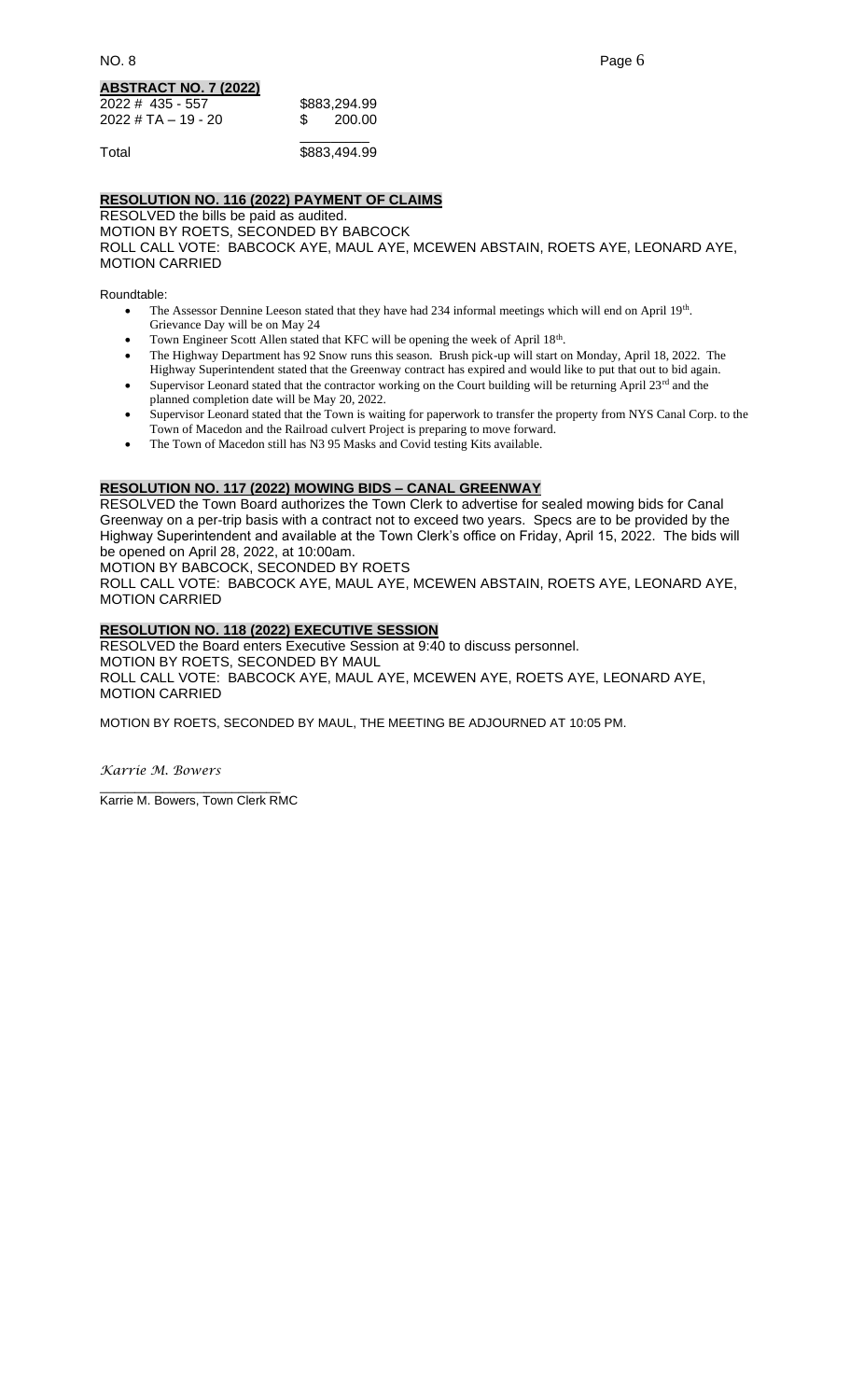**ABSTRACT NO. 7 (2022)**

| | |
|---|---|
| 2022 # 435 - 557 | $883,294.99 |
| 2022 # TA – 19 - 20 | $ 200.00 |
| Total | $883,494.99 |

**RESOLUTION NO. 116 (2022) PAYMENT OF CLAIMS**

RESOLVED the bills be paid as audited.
MOTION BY ROETS, SECONDED BY BABCOCK
ROLL CALL VOTE: BABCOCK AYE, MAUL AYE, MCEWEN ABSTAIN, ROETS AYE, LEONARD AYE, MOTION CARRIED

Roundtable:

- The Assessor Dennine Leeson stated that they have had 234 informal meetings which will end on April 19th. Grievance Day will be on May 24
- Town Engineer Scott Allen stated that KFC will be opening the week of April 18th.
- The Highway Department has 92 Snow runs this season. Brush pick-up will start on Monday, April 18, 2022. The Highway Superintendent stated that the Greenway contract has expired and would like to put that out to bid again.
- Supervisor Leonard stated that the contractor working on the Court building will be returning April 23rd and the planned completion date will be May 20, 2022.
- Supervisor Leonard stated that the Town is waiting for paperwork to transfer the property from NYS Canal Corp. to the Town of Macedon and the Railroad culvert Project is preparing to move forward.
- The Town of Macedon still has N3 95 Masks and Covid testing Kits available.

**RESOLUTION NO. 117 (2022) MOWING BIDS – CANAL GREENWAY**

RESOLVED the Town Board authorizes the Town Clerk to advertise for sealed mowing bids for Canal Greenway on a per-trip basis with a contract not to exceed two years. Specs are to be provided by the Highway Superintendent and available at the Town Clerk's office on Friday, April 15, 2022. The bids will be opened on April 28, 2022, at 10:00am.
MOTION BY BABCOCK, SECONDED BY ROETS
ROLL CALL VOTE: BABCOCK AYE, MAUL AYE, MCEWEN ABSTAIN, ROETS AYE, LEONARD AYE, MOTION CARRIED

**RESOLUTION NO. 118 (2022) EXECUTIVE SESSION**

RESOLVED the Board enters Executive Session at 9:40 to discuss personnel.
MOTION BY ROETS, SECONDED BY MAUL
ROLL CALL VOTE: BABCOCK AYE, MAUL AYE, MCEWEN AYE, ROETS AYE, LEONARD AYE, MOTION CARRIED

MOTION BY ROETS, SECONDED BY MAUL, THE MEETING BE ADJOURNED AT 10:05 PM.

*Karrie M. Bowers*

Karrie M. Bowers, Town Clerk RMC